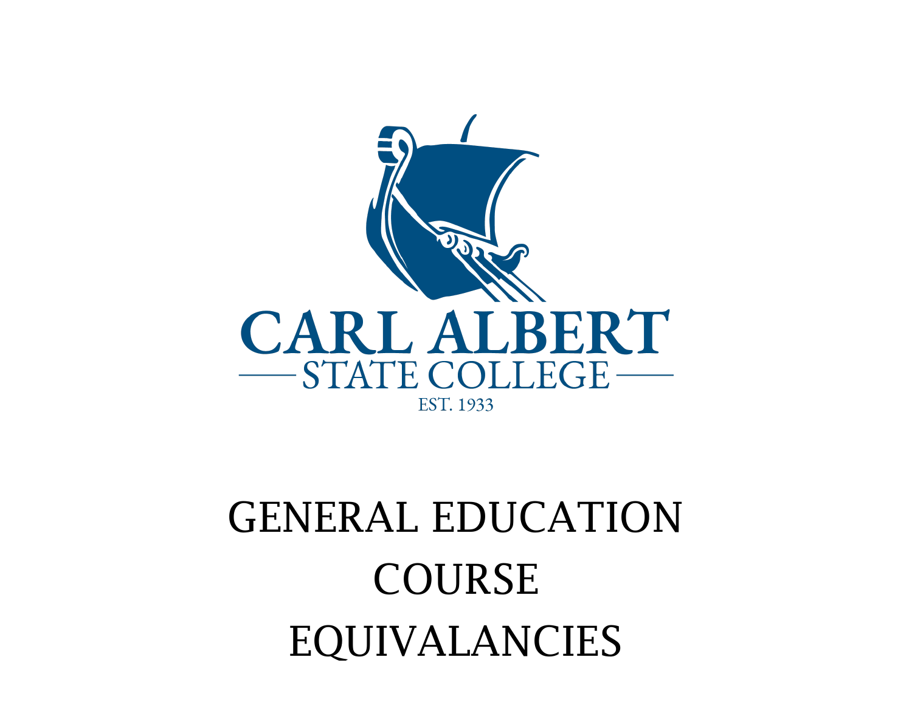CARL ALBERT

STATE COLLEGE

EST. 1933

# GENERAL EDUCATION COURSE EQUIVALANCIES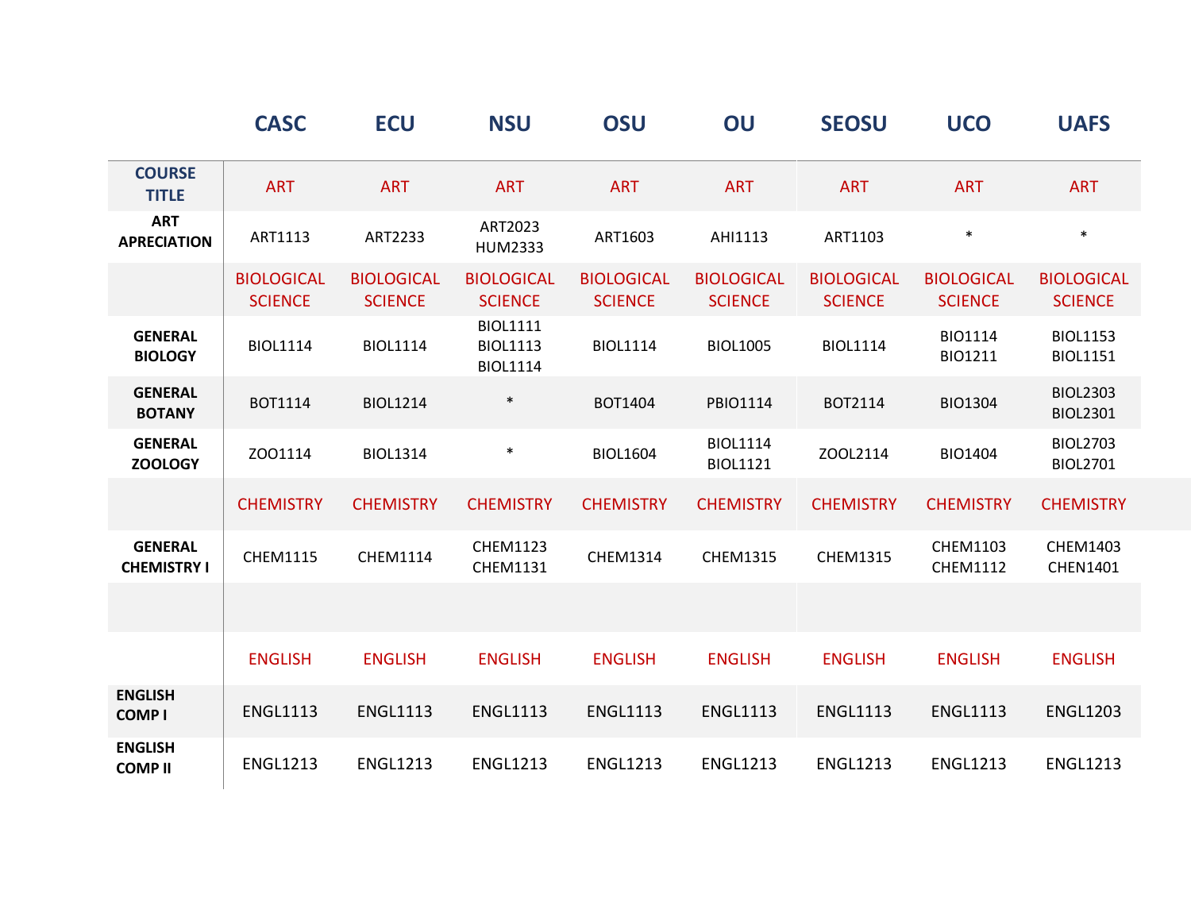| | CASC | ECU | NSU | OSU | OU | SEOSU | UCO | UAFS |
|---|---|---|---|---|---|---|---|---|
| COURSE TITLE | ART | ART | ART | ART | ART | ART | ART | ART |
| ART APRECIATION | ART1113 | ART2233 | ART2023 HUM2333 | ART1603 | AHI1113 | ART1103 | * | * |
| | BIOLOGICAL SCIENCE | BIOLOGICAL SCIENCE | BIOLOGICAL SCIENCE | BIOLOGICAL SCIENCE | BIOLOGICAL SCIENCE | BIOLOGICAL SCIENCE | BIOLOGICAL SCIENCE | BIOLOGICAL SCIENCE |
| GENERAL BIOLOGY | BIOL1114 | BIOL1114 | BIOL1111 BIOL1113 BIOL1114 | BIOL1114 | BIOL1005 | BIOL1114 | BIO1114 BIO1211 | BIOL1153 BIOL1151 |
| GENERAL BOTANY | BOT1114 | BIOL1214 | * | BOT1404 | PBIO1114 | BOT2114 | BIO1304 | BIOL2303 BIOL2301 |
| GENERAL ZOOLOGY | ZOO1114 | BIOL1314 | * | BIOL1604 | BIOL1114 BIOL1121 | ZOOL2114 | BIO1404 | BIOL2703 BIOL2701 |
| | CHEMISTRY | CHEMISTRY | CHEMISTRY | CHEMISTRY | CHEMISTRY | CHEMISTRY | CHEMISTRY | CHEMISTRY |
| GENERAL CHEMISTRY I | CHEM1115 | CHEM1114 | CHEM1123 CHEM1131 | CHEM1314 | CHEM1315 | CHEM1315 | CHEM1103 CHEM1112 | CHEM1403 CHEN1401 |
| | | | | | | | | |
| | ENGLISH | ENGLISH | ENGLISH | ENGLISH | ENGLISH | ENGLISH | ENGLISH | ENGLISH |
| ENGLISH COMP I | ENGL1113 | ENGL1113 | ENGL1113 | ENGL1113 | ENGL1113 | ENGL1113 | ENGL1113 | ENGL1203 |
| ENGLISH COMP II | ENGL1213 | ENGL1213 | ENGL1213 | ENGL1213 | ENGL1213 | ENGL1213 | ENGL1213 | ENGL1213 |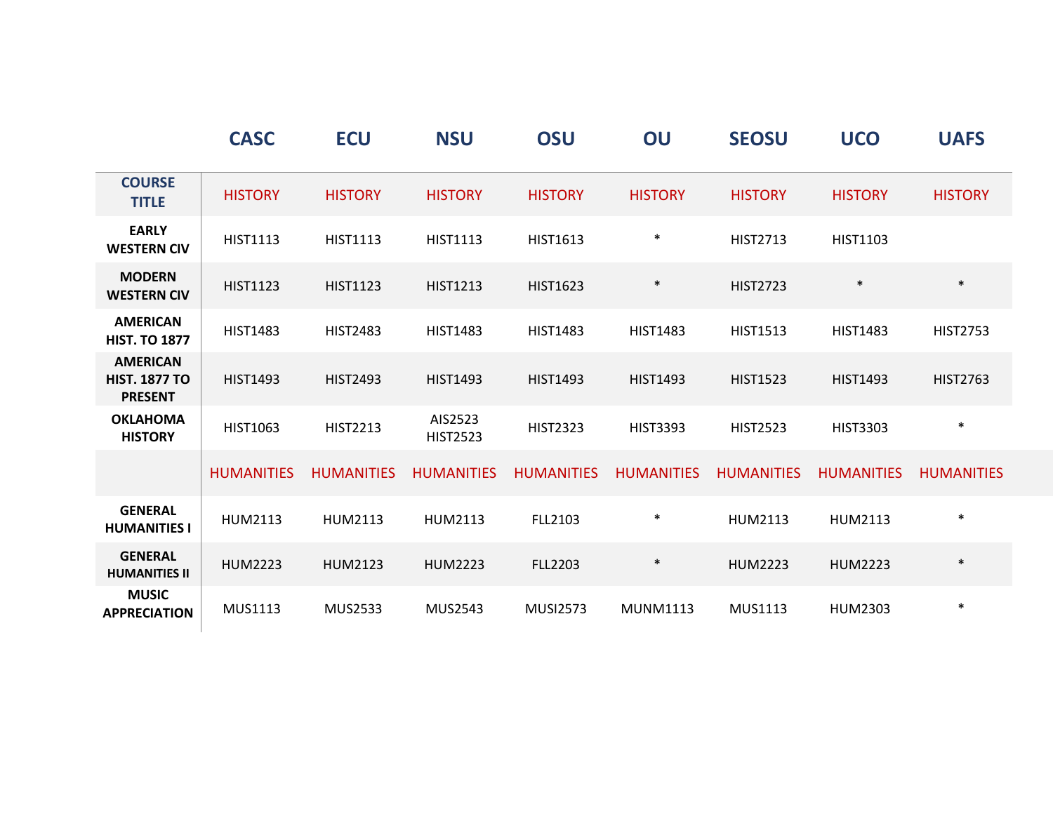| COURSE TITLE | CASC | ECU | NSU | OSU | OU | SEOSU | UCO | UAFS |
|---|---|---|---|---|---|---|---|---|
| | HISTORY | HISTORY | HISTORY | HISTORY | HISTORY | HISTORY | HISTORY | HISTORY |
| EARLY WESTERN CIV | HIST1113 | HIST1113 | HIST1113 | HIST1613 | * | HIST2713 | HIST1103 | |
| MODERN WESTERN CIV | HIST1123 | HIST1123 | HIST1213 | HIST1623 | * | HIST2723 | * | * |
| AMERICAN HIST. TO 1877 | HIST1483 | HIST2483 | HIST1483 | HIST1483 | HIST1483 | HIST1513 | HIST1483 | HIST2753 |
| AMERICAN HIST. 1877 TO PRESENT | HIST1493 | HIST2493 | HIST1493 | HIST1493 | HIST1493 | HIST1523 | HIST1493 | HIST2763 |
| OKLAHOMA HISTORY | HIST1063 | HIST2213 | AIS2523 HIST2523 | HIST2323 | HIST3393 | HIST2523 | HIST3303 | * |
| | HUMANITIES | HUMANITIES | HUMANITIES | HUMANITIES | HUMANITIES | HUMANITIES | HUMANITIES | HUMANITIES |
| GENERAL HUMANITIES I | HUM2113 | HUM2113 | HUM2113 | FLL2103 | * | HUM2113 | HUM2113 | * |
| GENERAL HUMANITIES II | HUM2223 | HUM2123 | HUM2223 | FLL2203 | * | HUM2223 | HUM2223 | * |
| MUSIC APPRECIATION | MUS1113 | MUS2533 | MUS2543 | MUSI2573 | MUNM1113 | MUS1113 | HUM2303 | * |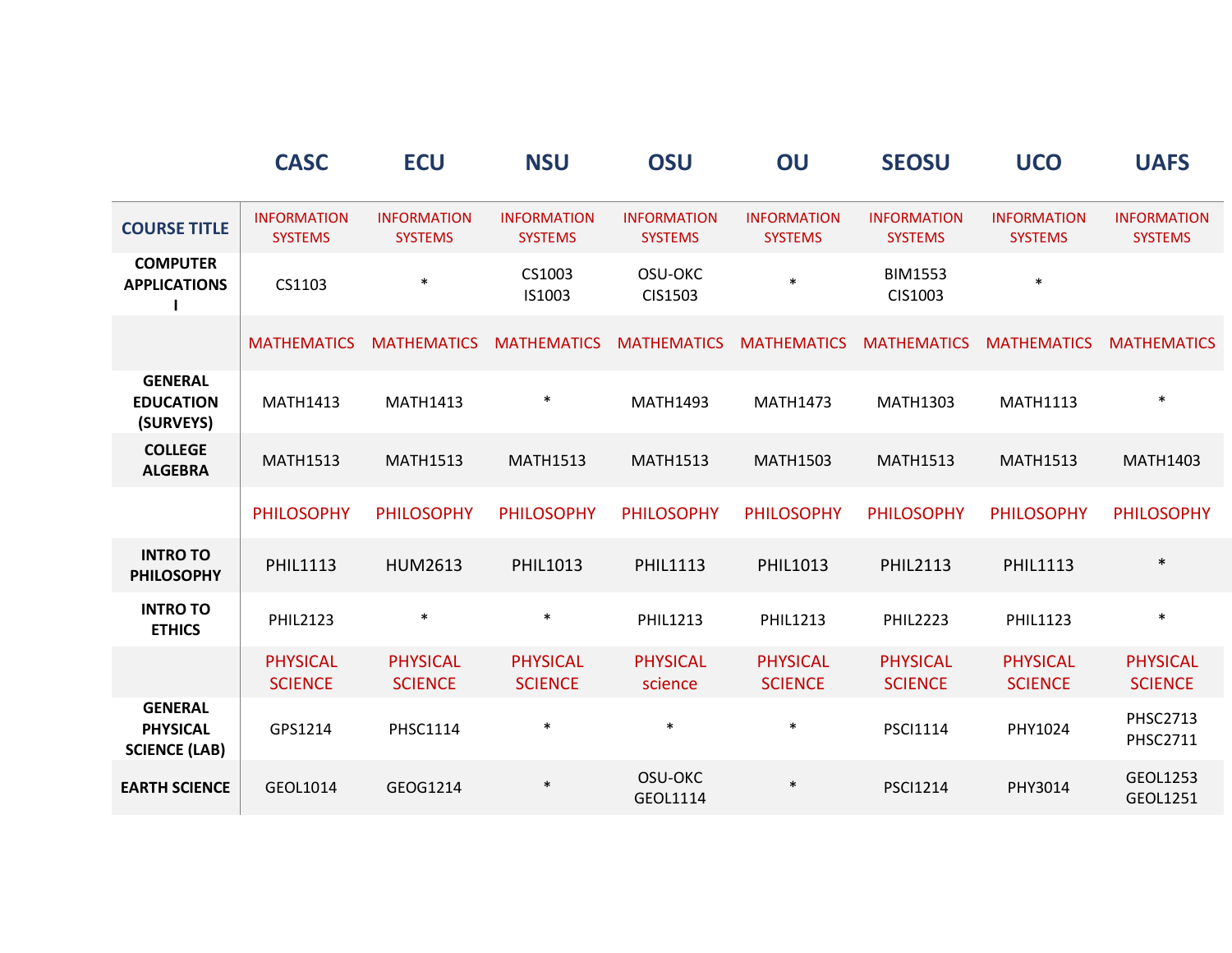| | CASC | ECU | NSU | OSU | OU | SEOSU | UCO | UAFS |
|---|---|---|---|---|---|---|---|---|
| **COURSE TITLE** | INFORMATION SYSTEMS | INFORMATION SYSTEMS | INFORMATION SYSTEMS | INFORMATION SYSTEMS | INFORMATION SYSTEMS | INFORMATION SYSTEMS | INFORMATION SYSTEMS | INFORMATION SYSTEMS |
| **COMPUTER APPLICATIONS I** | CS1103 | * | CS1003 IS1003 | OSU-OKC CIS1503 | * | BIM1553 CIS1003 | * | |
| | MATHEMATICS | MATHEMATICS | MATHEMATICS | MATHEMATICS | MATHEMATICS | MATHEMATICS | MATHEMATICS | MATHEMATICS |
| **GENERAL EDUCATION (SURVEYS)** | MATH1413 | MATH1413 | * | MATH1493 | MATH1473 | MATH1303 | MATH1113 | * |
| **COLLEGE ALGEBRA** | MATH1513 | MATH1513 | MATH1513 | MATH1513 | MATH1503 | MATH1513 | MATH1513 | MATH1403 |
| | PHILOSOPHY | PHILOSOPHY | PHILOSOPHY | PHILOSOPHY | PHILOSOPHY | PHILOSOPHY | PHILOSOPHY | PHILOSOPHY |
| **INTRO TO PHILOSOPHY** | PHIL1113 | HUM2613 | PHIL1013 | PHIL1113 | PHIL1013 | PHIL2113 | PHIL1113 | * |
| **INTRO TO ETHICS** | PHIL2123 | * | * | PHIL1213 | PHIL1213 | PHIL2223 | PHIL1123 | * |
| | PHYSICAL SCIENCE | PHYSICAL SCIENCE | PHYSICAL SCIENCE | PHYSICAL science | PHYSICAL SCIENCE | PHYSICAL SCIENCE | PHYSICAL SCIENCE | PHYSICAL SCIENCE |
| **GENERAL PHYSICAL SCIENCE (LAB)** | GPS1214 | PHSC1114 | * | * | * | PSCI1114 | PHY1024 | PHSC2713 PHSC2711 |
| **EARTH SCIENCE** | GEOL1014 | GEOG1214 | * | OSU-OKC GEOL1114 | * | PSCI1214 | PHY3014 | GEOL1253 GEOL1251 |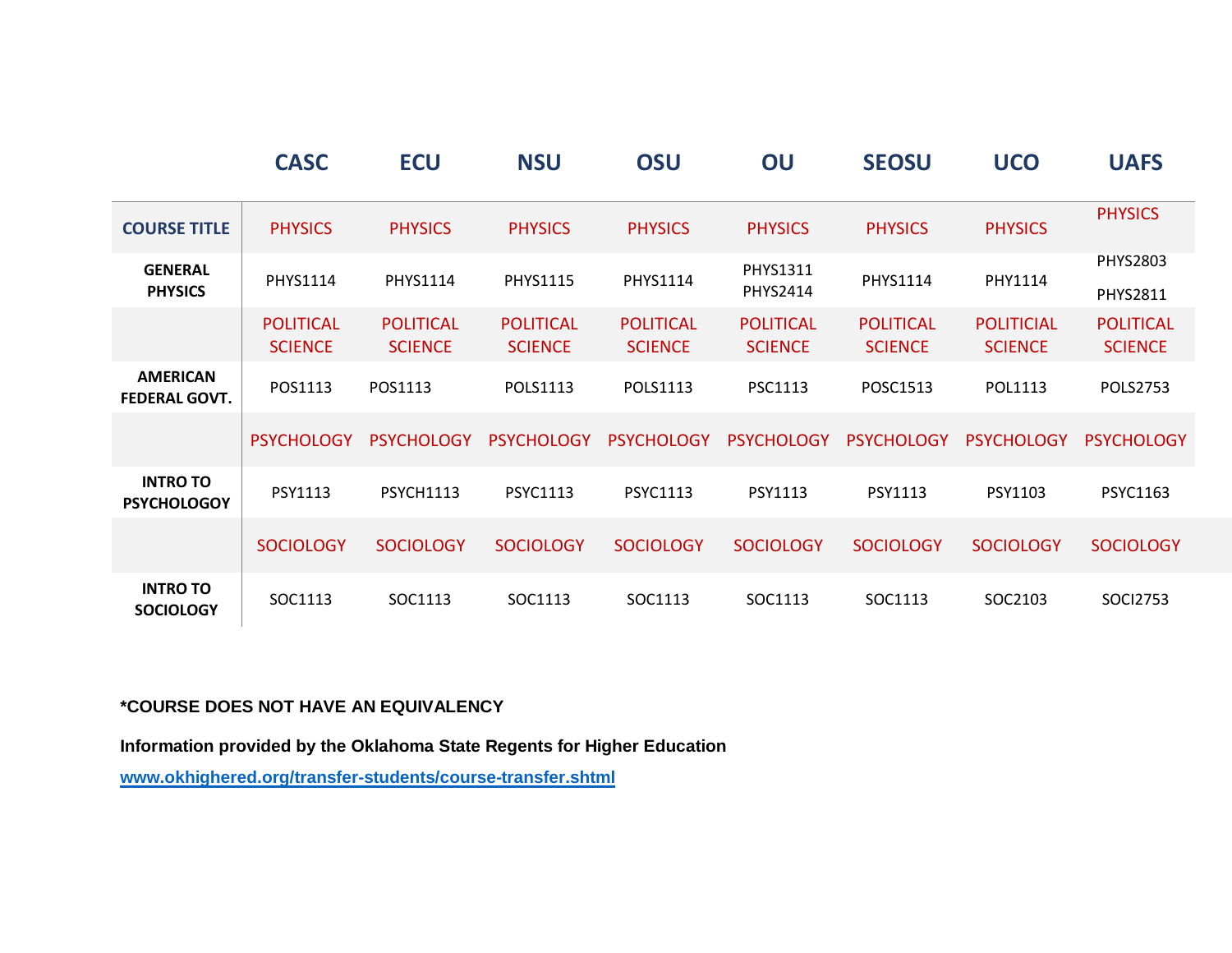| | CASC | ECU | NSU | OSU | OU | SEOSU | UCO | UAFS |
|---|---|---|---|---|---|---|---|---|
| COURSE TITLE | PHYSICS | PHYSICS | PHYSICS | PHYSICS | PHYSICS | PHYSICS | PHYSICS | PHYSICS |
| GENERAL PHYSICS | PHYS1114 | PHYS1114 | PHYS1115 | PHYS1114 | PHYS1311 PHYS2414 | PHYS1114 | PHY1114 | PHYS2803 PHYS2811 |
| | POLITICAL SCIENCE | POLITICAL SCIENCE | POLITICAL SCIENCE | POLITICAL SCIENCE | POLITICAL SCIENCE | POLITICAL SCIENCE | POLITICIAL SCIENCE | POLITICAL SCIENCE |
| AMERICAN FEDERAL GOVT. | POS1113 | POS1113 | POLS1113 | POLS1113 | PSC1113 | POSC1513 | POL1113 | POLS2753 |
| | PSYCHOLOGY | PSYCHOLOGY | PSYCHOLOGY | PSYCHOLOGY | PSYCHOLOGY | PSYCHOLOGY | PSYCHOLOGY | PSYCHOLOGY |
| INTRO TO PSYCHOLOGOY | PSY1113 | PSYCH1113 | PSYC1113 | PSYC1113 | PSY1113 | PSY1113 | PSY1103 | PSYC1163 |
| | SOCIOLOGY | SOCIOLOGY | SOCIOLOGY | SOCIOLOGY | SOCIOLOGY | SOCIOLOGY | SOCIOLOGY | SOCIOLOGY |
| INTRO TO SOCIOLOGY | SOC1113 | SOC1113 | SOC1113 | SOC1113 | SOC1113 | SOC1113 | SOC2103 | SOCI2753 |

**\*COURSE DOES NOT HAVE AN EQUIVALENCY**

**Information provided by the Oklahoma State Regents for Higher Education**

**[www.okhighered.org/transfer-students/course-transfer.shtml](www.okhighered.org/transfer-students/course-transfer.shtml)**